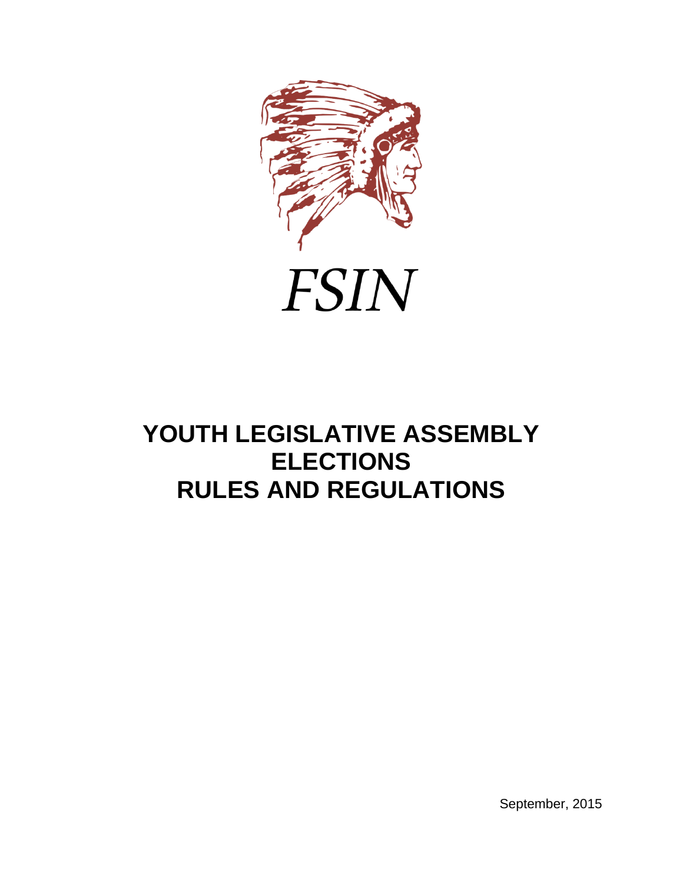FSIN

# YOUTH LEGISLATIVE ASSEMBLY ELECTIONS RULES AND REGULATIONS

September, 2015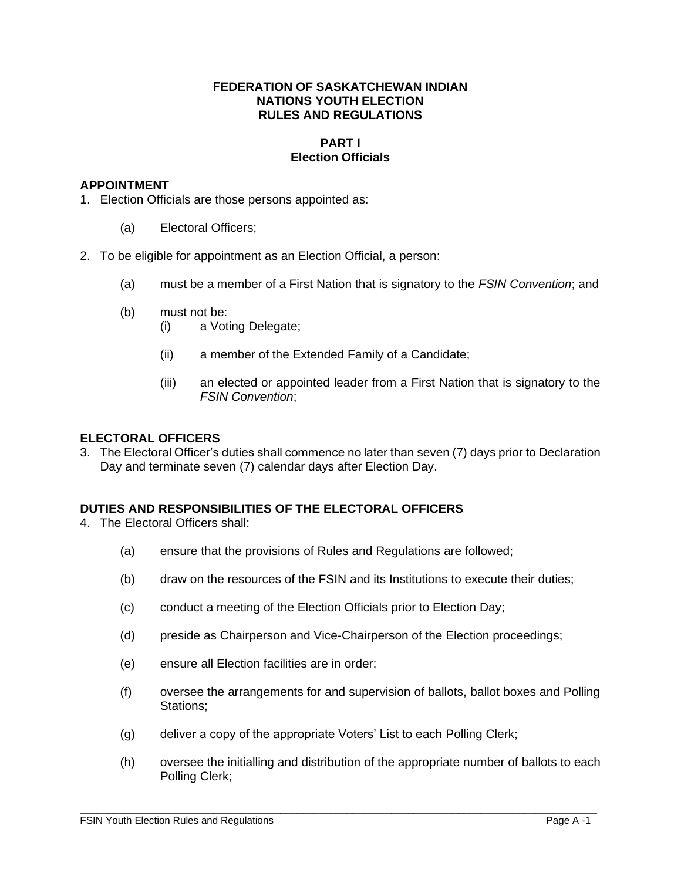# FEDERATION OF SASKATCHEWAN INDIAN NATIONS YOUTH ELECTION RULES AND REGULATIONS

## PART I
## Election Officials

### APPOINTMENT

1. Election Officials are those persons appointed as:

   (a) Electoral Officers;

2. To be eligible for appointment as an Election Official, a person:

   (a) must be a member of a First Nation that is signatory to the *FSIN Convention*; and

   (b) must not be:

      (i) a Voting Delegate;

      (ii) a member of the Extended Family of a Candidate;

      (iii) an elected or appointed leader from a First Nation that is signatory to the *FSIN Convention*;

### ELECTORAL OFFICERS

3. The Electoral Officer's duties shall commence no later than seven (7) days prior to Declaration Day and terminate seven (7) calendar days after Election Day.

### DUTIES AND RESPONSIBILITIES OF THE ELECTORAL OFFICERS

4. The Electoral Officers shall:

   (a) ensure that the provisions of Rules and Regulations are followed;

   (b) draw on the resources of the FSIN and its Institutions to execute their duties;

   (c) conduct a meeting of the Election Officials prior to Election Day;

   (d) preside as Chairperson and Vice-Chairperson of the Election proceedings;

   (e) ensure all Election facilities are in order;

   (f) oversee the arrangements for and supervision of ballots, ballot boxes and Polling Stations;

   (g) deliver a copy of the appropriate Voters' List to each Polling Clerk;

   (h) oversee the initialling and distribution of the appropriate number of ballots to each Polling Clerk;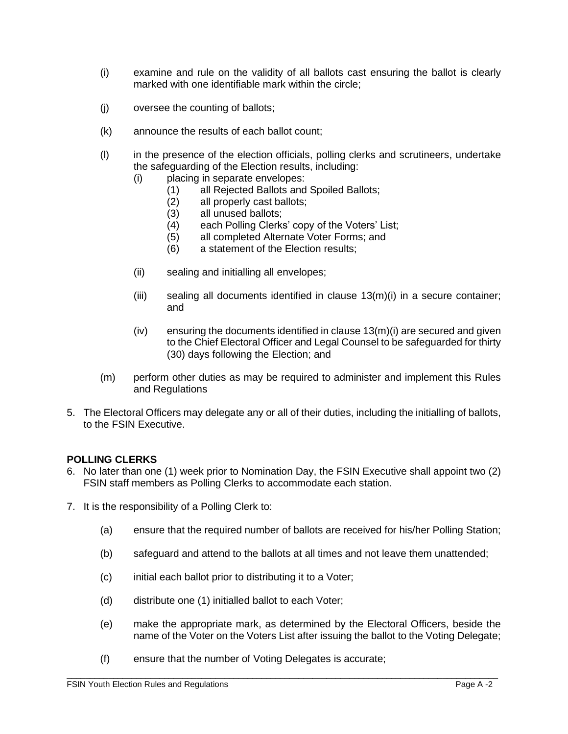(i) examine and rule on the validity of all ballots cast ensuring the ballot is clearly marked with one identifiable mark within the circle;

(j) oversee the counting of ballots;

(k) announce the results of each ballot count;

(l) in the presence of the election officials, polling clerks and scrutineers, undertake the safeguarding of the Election results, including:

   (i) placing in separate envelopes:

      (1) all Rejected Ballots and Spoiled Ballots;
      (2) all properly cast ballots;
      (3) all unused ballots;
      (4) each Polling Clerks' copy of the Voters' List;
      (5) all completed Alternate Voter Forms; and
      (6) a statement of the Election results;

   (ii) sealing and initialling all envelopes;

   (iii) sealing all documents identified in clause 13(m)(i) in a secure container; and

   (iv) ensuring the documents identified in clause 13(m)(i) are secured and given to the Chief Electoral Officer and Legal Counsel to be safeguarded for thirty (30) days following the Election; and

(m) perform other duties as may be required to administer and implement this Rules and Regulations

5. The Electoral Officers may delegate any or all of their duties, including the initialling of ballots, to the FSIN Executive.

**POLLING CLERKS**

6. No later than one (1) week prior to Nomination Day, the FSIN Executive shall appoint two (2) FSIN staff members as Polling Clerks to accommodate each station.

7. It is the responsibility of a Polling Clerk to:

   (a) ensure that the required number of ballots are received for his/her Polling Station;

   (b) safeguard and attend to the ballots at all times and not leave them unattended;

   (c) initial each ballot prior to distributing it to a Voter;

   (d) distribute one (1) initialled ballot to each Voter;

   (e) make the appropriate mark, as determined by the Electoral Officers, beside the name of the Voter on the Voters List after issuing the ballot to the Voting Delegate;

   (f) ensure that the number of Voting Delegates is accurate;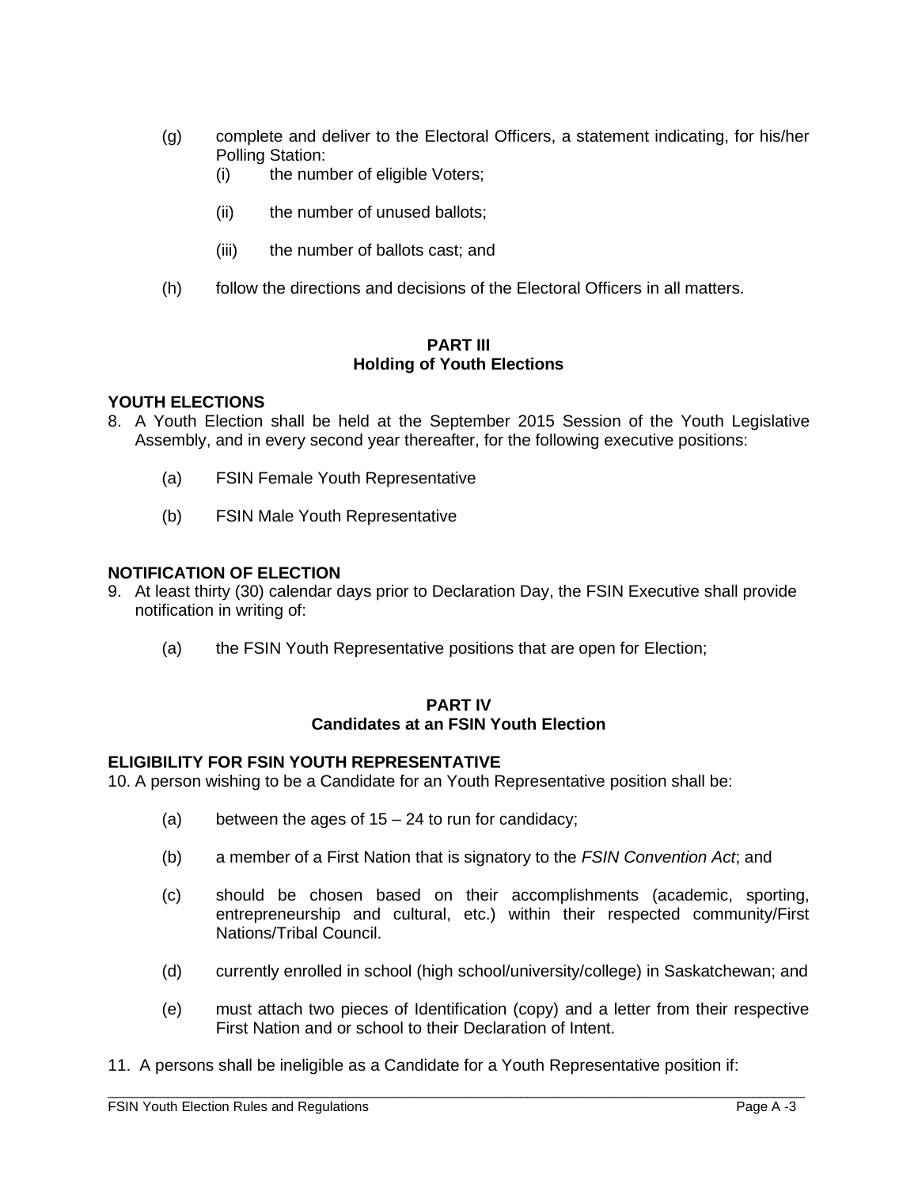(g) complete and deliver to the Electoral Officers, a statement indicating, for his/her Polling Station:

  (i) the number of eligible Voters;

  (ii) the number of unused ballots;

  (iii) the number of ballots cast; and

(h) follow the directions and decisions of the Electoral Officers in all matters.

## PART III
## Holding of Youth Elections

**YOUTH ELECTIONS**

8. A Youth Election shall be held at the September 2015 Session of the Youth Legislative Assembly, and in every second year thereafter, for the following executive positions:

  (a) FSIN Female Youth Representative

  (b) FSIN Male Youth Representative

**NOTIFICATION OF ELECTION**

9. At least thirty (30) calendar days prior to Declaration Day, the FSIN Executive shall provide notification in writing of:

  (a) the FSIN Youth Representative positions that are open for Election;

## PART IV
## Candidates at an FSIN Youth Election

**ELIGIBILITY FOR FSIN YOUTH REPRESENTATIVE**

10. A person wishing to be a Candidate for an Youth Representative position shall be:

  (a) between the ages of 15 – 24 to run for candidacy;

  (b) a member of a First Nation that is signatory to the *FSIN Convention Act*; and

  (c) should be chosen based on their accomplishments (academic, sporting, entrepreneurship and cultural, etc.) within their respected community/First Nations/Tribal Council.

  (d) currently enrolled in school (high school/university/college) in Saskatchewan; and

  (e) must attach two pieces of Identification (copy) and a letter from their respective First Nation and or school to their Declaration of Intent.

11. A persons shall be ineligible as a Candidate for a Youth Representative position if: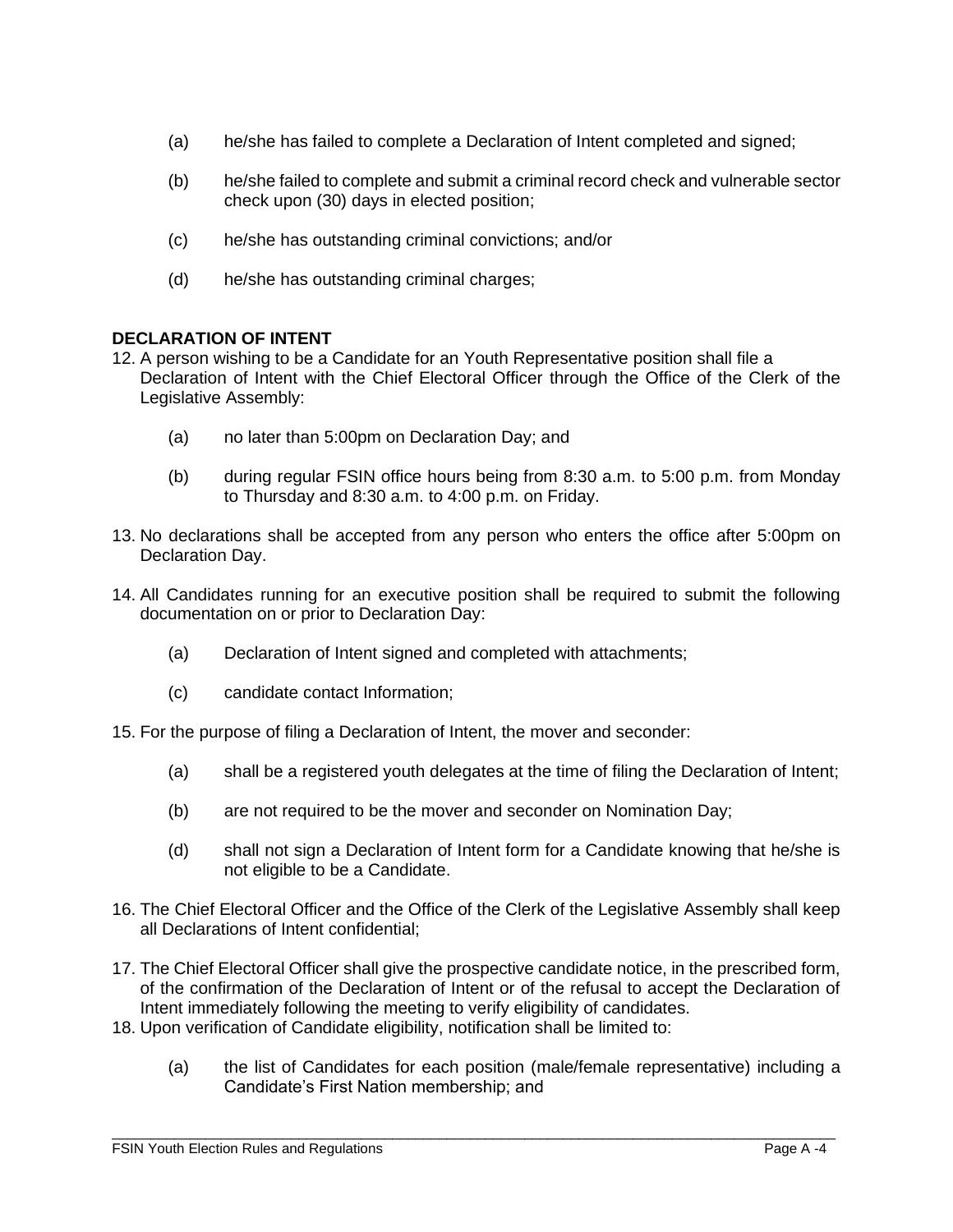(a) he/she has failed to complete a Declaration of Intent completed and signed;

(b) he/she failed to complete and submit a criminal record check and vulnerable sector check upon (30) days in elected position;

(c) he/she has outstanding criminal convictions; and/or

(d) he/she has outstanding criminal charges;

**DECLARATION OF INTENT**

12. A person wishing to be a Candidate for an Youth Representative position shall file a Declaration of Intent with the Chief Electoral Officer through the Office of the Clerk of the Legislative Assembly:

    (a) no later than 5:00pm on Declaration Day; and

    (b) during regular FSIN office hours being from 8:30 a.m. to 5:00 p.m. from Monday to Thursday and 8:30 a.m. to 4:00 p.m. on Friday.

13. No declarations shall be accepted from any person who enters the office after 5:00pm on Declaration Day.

14. All Candidates running for an executive position shall be required to submit the following documentation on or prior to Declaration Day:

    (a) Declaration of Intent signed and completed with attachments;

    (c) candidate contact Information;

15. For the purpose of filing a Declaration of Intent, the mover and seconder:

    (a) shall be a registered youth delegates at the time of filing the Declaration of Intent;

    (b) are not required to be the mover and seconder on Nomination Day;

    (d) shall not sign a Declaration of Intent form for a Candidate knowing that he/she is not eligible to be a Candidate.

16. The Chief Electoral Officer and the Office of the Clerk of the Legislative Assembly shall keep all Declarations of Intent confidential;

17. The Chief Electoral Officer shall give the prospective candidate notice, in the prescribed form, of the confirmation of the Declaration of Intent or of the refusal to accept the Declaration of Intent immediately following the meeting to verify eligibility of candidates.

18. Upon verification of Candidate eligibility, notification shall be limited to:

    (a) the list of Candidates for each position (male/female representative) including a Candidate's First Nation membership; and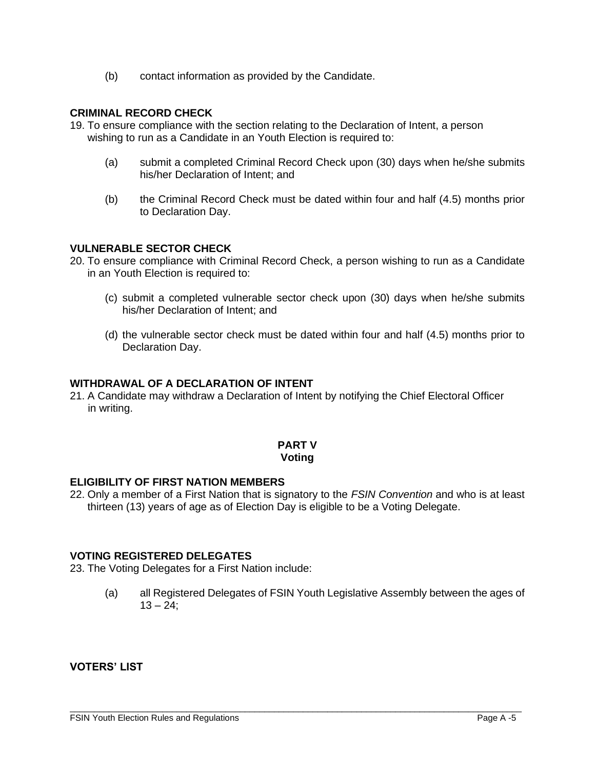(b) contact information as provided by the Candidate.

**CRIMINAL RECORD CHECK**

19. To ensure compliance with the section relating to the Declaration of Intent, a person wishing to run as a Candidate in an Youth Election is required to:

    (a) submit a completed Criminal Record Check upon (30) days when he/she submits his/her Declaration of Intent; and

    (b) the Criminal Record Check must be dated within four and half (4.5) months prior to Declaration Day.

**VULNERABLE SECTOR CHECK**

20. To ensure compliance with Criminal Record Check, a person wishing to run as a Candidate in an Youth Election is required to:

    (c) submit a completed vulnerable sector check upon (30) days when he/she submits his/her Declaration of Intent; and

    (d) the vulnerable sector check must be dated within four and half (4.5) months prior to Declaration Day.

**WITHDRAWAL OF A DECLARATION OF INTENT**

21. A Candidate may withdraw a Declaration of Intent by notifying the Chief Electoral Officer in writing.

## PART V
## Voting

**ELIGIBILITY OF FIRST NATION MEMBERS**

22. Only a member of a First Nation that is signatory to the *FSIN Convention* and who is at least thirteen (13) years of age as of Election Day is eligible to be a Voting Delegate.

**VOTING REGISTERED DELEGATES**

23. The Voting Delegates for a First Nation include:

    (a) all Registered Delegates of FSIN Youth Legislative Assembly between the ages of 13 – 24;

**VOTERS' LIST**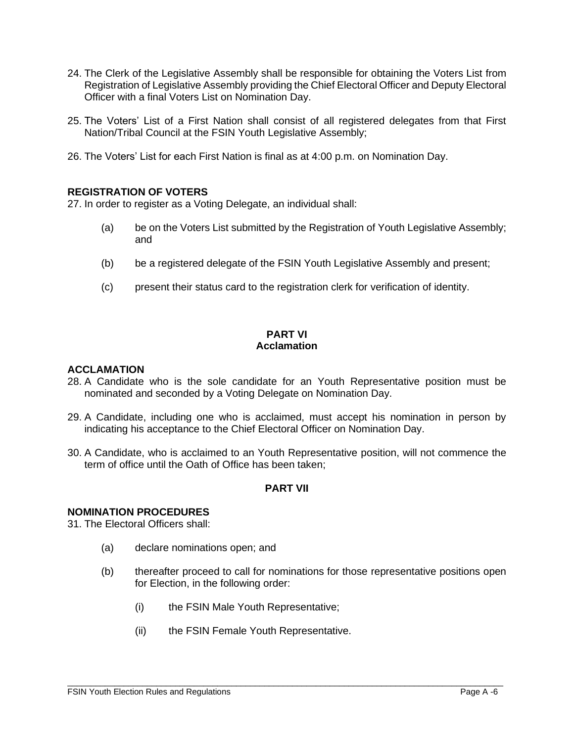24. The Clerk of the Legislative Assembly shall be responsible for obtaining the Voters List from Registration of Legislative Assembly providing the Chief Electoral Officer and Deputy Electoral Officer with a final Voters List on Nomination Day.

25. The Voters' List of a First Nation shall consist of all registered delegates from that First Nation/Tribal Council at the FSIN Youth Legislative Assembly;

26. The Voters' List for each First Nation is final as at 4:00 p.m. on Nomination Day.

### REGISTRATION OF VOTERS

27. In order to register as a Voting Delegate, an individual shall:

    (a) be on the Voters List submitted by the Registration of Youth Legislative Assembly; and

    (b) be a registered delegate of the FSIN Youth Legislative Assembly and present;

    (c) present their status card to the registration clerk for verification of identity.

## PART VI
## Acclamation

### ACCLAMATION

28. A Candidate who is the sole candidate for an Youth Representative position must be nominated and seconded by a Voting Delegate on Nomination Day.

29. A Candidate, including one who is acclaimed, must accept his nomination in person by indicating his acceptance to the Chief Electoral Officer on Nomination Day.

30. A Candidate, who is acclaimed to an Youth Representative position, will not commence the term of office until the Oath of Office has been taken;

## PART VII

### NOMINATION PROCEDURES

31. The Electoral Officers shall:

    (a) declare nominations open; and

    (b) thereafter proceed to call for nominations for those representative positions open for Election, in the following order:

        (i) the FSIN Male Youth Representative;

        (ii) the FSIN Female Youth Representative.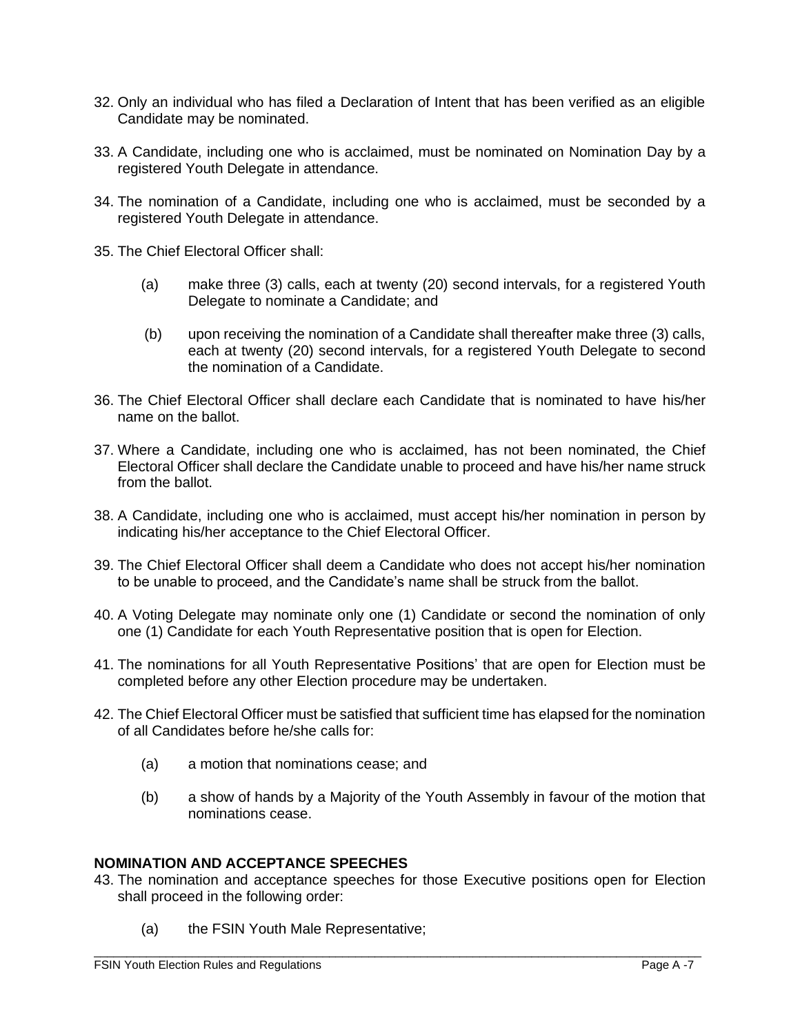32. Only an individual who has filed a Declaration of Intent that has been verified as an eligible Candidate may be nominated.

33. A Candidate, including one who is acclaimed, must be nominated on Nomination Day by a registered Youth Delegate in attendance.

34. The nomination of a Candidate, including one who is acclaimed, must be seconded by a registered Youth Delegate in attendance.

35. The Chief Electoral Officer shall:

    (a) make three (3) calls, each at twenty (20) second intervals, for a registered Youth Delegate to nominate a Candidate; and

    (b) upon receiving the nomination of a Candidate shall thereafter make three (3) calls, each at twenty (20) second intervals, for a registered Youth Delegate to second the nomination of a Candidate.

36. The Chief Electoral Officer shall declare each Candidate that is nominated to have his/her name on the ballot.

37. Where a Candidate, including one who is acclaimed, has not been nominated, the Chief Electoral Officer shall declare the Candidate unable to proceed and have his/her name struck from the ballot.

38. A Candidate, including one who is acclaimed, must accept his/her nomination in person by indicating his/her acceptance to the Chief Electoral Officer.

39. The Chief Electoral Officer shall deem a Candidate who does not accept his/her nomination to be unable to proceed, and the Candidate's name shall be struck from the ballot.

40. A Voting Delegate may nominate only one (1) Candidate or second the nomination of only one (1) Candidate for each Youth Representative position that is open for Election.

41. The nominations for all Youth Representative Positions' that are open for Election must be completed before any other Election procedure may be undertaken.

42. The Chief Electoral Officer must be satisfied that sufficient time has elapsed for the nomination of all Candidates before he/she calls for:

    (a) a motion that nominations cease; and

    (b) a show of hands by a Majority of the Youth Assembly in favour of the motion that nominations cease.

**NOMINATION AND ACCEPTANCE SPEECHES**

43. The nomination and acceptance speeches for those Executive positions open for Election shall proceed in the following order:

    (a) the FSIN Youth Male Representative;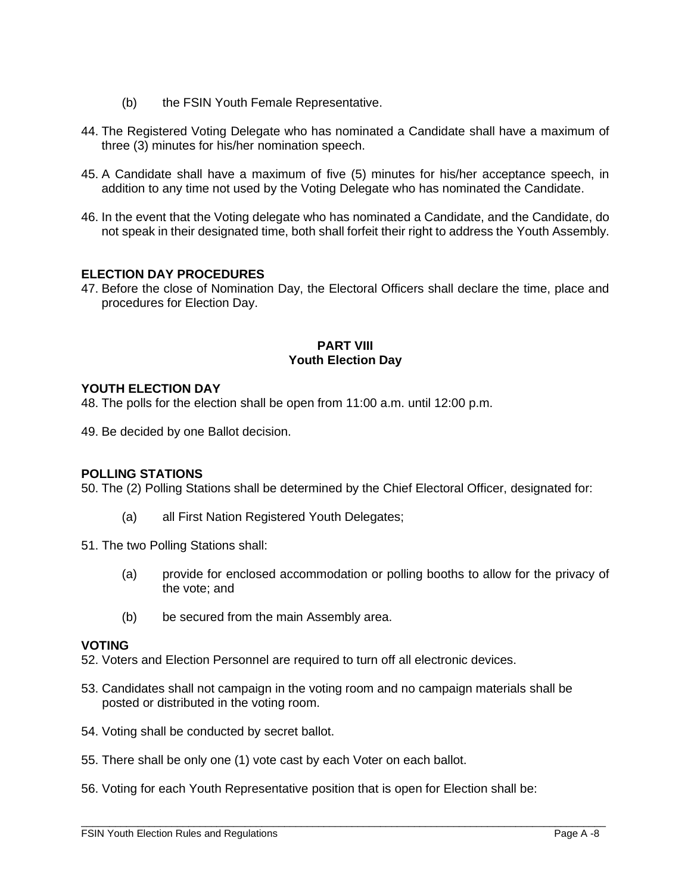(b) the FSIN Youth Female Representative.

44. The Registered Voting Delegate who has nominated a Candidate shall have a maximum of three (3) minutes for his/her nomination speech.

45. A Candidate shall have a maximum of five (5) minutes for his/her acceptance speech, in addition to any time not used by the Voting Delegate who has nominated the Candidate.

46. In the event that the Voting delegate who has nominated a Candidate, and the Candidate, do not speak in their designated time, both shall forfeit their right to address the Youth Assembly.

**ELECTION DAY PROCEDURES**

47. Before the close of Nomination Day, the Electoral Officers shall declare the time, place and procedures for Election Day.

## PART VIII
## Youth Election Day

**YOUTH ELECTION DAY**

48. The polls for the election shall be open from 11:00 a.m. until 12:00 p.m.

49. Be decided by one Ballot decision.

**POLLING STATIONS**

50. The (2) Polling Stations shall be determined by the Chief Electoral Officer, designated for:

    (a) all First Nation Registered Youth Delegates;

51. The two Polling Stations shall:

    (a) provide for enclosed accommodation or polling booths to allow for the privacy of the vote; and

    (b) be secured from the main Assembly area.

**VOTING**

52. Voters and Election Personnel are required to turn off all electronic devices.

53. Candidates shall not campaign in the voting room and no campaign materials shall be posted or distributed in the voting room.

54. Voting shall be conducted by secret ballot.

55. There shall be only one (1) vote cast by each Voter on each ballot.

56. Voting for each Youth Representative position that is open for Election shall be: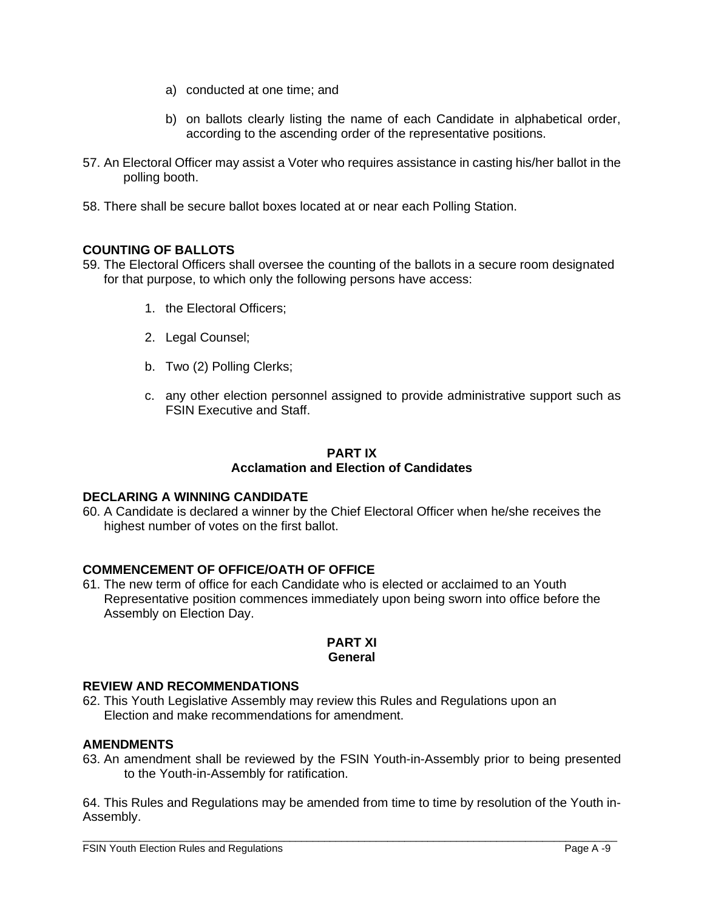a) conducted at one time; and

b) on ballots clearly listing the name of each Candidate in alphabetical order, according to the ascending order of the representative positions.

57. An Electoral Officer may assist a Voter who requires assistance in casting his/her ballot in the polling booth.

58. There shall be secure ballot boxes located at or near each Polling Station.

**COUNTING OF BALLOTS**

59. The Electoral Officers shall oversee the counting of the ballots in a secure room designated for that purpose, to which only the following persons have access:

1. the Electoral Officers;

2. Legal Counsel;

b. Two (2) Polling Clerks;

c. any other election personnel assigned to provide administrative support such as FSIN Executive and Staff.

## PART IX
## Acclamation and Election of Candidates

**DECLARING A WINNING CANDIDATE**

60. A Candidate is declared a winner by the Chief Electoral Officer when he/she receives the highest number of votes on the first ballot.

**COMMENCEMENT OF OFFICE/OATH OF OFFICE**

61. The new term of office for each Candidate who is elected or acclaimed to an Youth Representative position commences immediately upon being sworn into office before the Assembly on Election Day.

## PART XI
## General

**REVIEW AND RECOMMENDATIONS**

62. This Youth Legislative Assembly may review this Rules and Regulations upon an Election and make recommendations for amendment.

**AMENDMENTS**

63. An amendment shall be reviewed by the FSIN Youth-in-Assembly prior to being presented to the Youth-in-Assembly for ratification.

64. This Rules and Regulations may be amended from time to time by resolution of the Youth in-Assembly.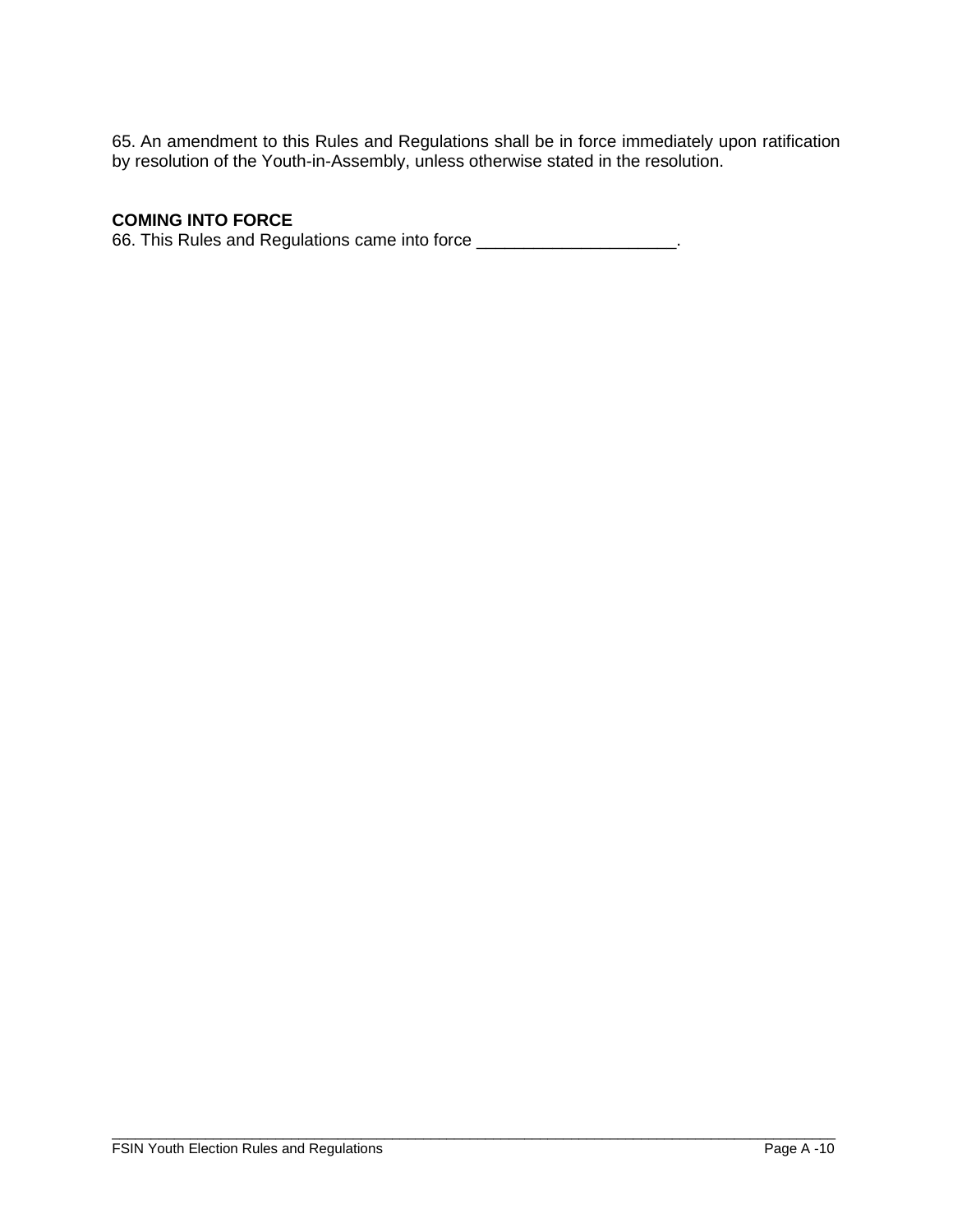65. An amendment to this Rules and Regulations shall be in force immediately upon ratification by resolution of the Youth-in-Assembly, unless otherwise stated in the resolution.

**COMING INTO FORCE**

66. This Rules and Regulations came into force ____________________.